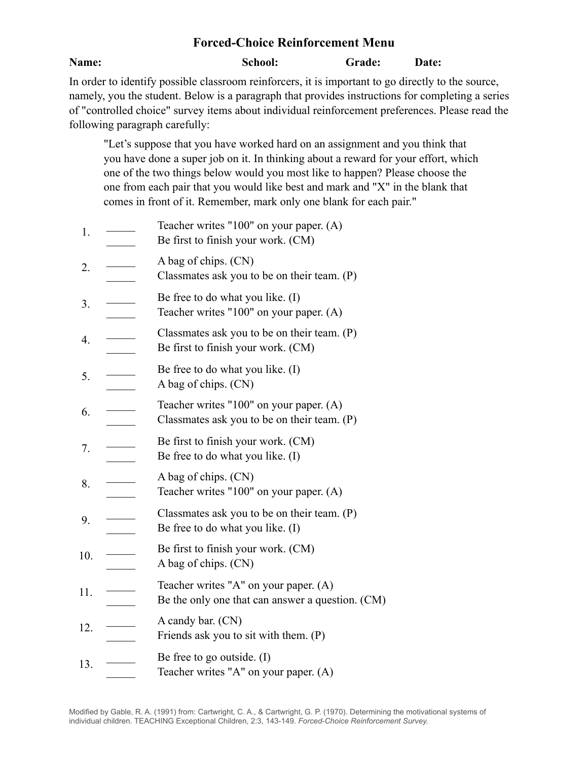# Forced-Choice Reinforcement Menu

**Name:** **School:** **Grade:** **Date:**

In order to identify possible classroom reinforcers, it is important to go directly to the source, namely, you the student. Below is a paragraph that provides instructions for completing a series of "controlled choice" survey items about individual reinforcement preferences. Please read the following paragraph carefully:

> "Let's suppose that you have worked hard on an assignment and you think that you have done a super job on it. In thinking about a reward for your effort, which one of the two things below would you most like to happen? Please choose the one from each pair that you would like best and mark and "X" in the blank that comes in front of it. Remember, mark only one blank for each pair."

1. _____ Teacher writes "100" on your paper. (A)
   _____ Be first to finish your work. (CM)

2. _____ A bag of chips. (CN)
   _____ Classmates ask you to be on their team. (P)

3. _____ Be free to do what you like. (I)
   _____ Teacher writes "100" on your paper. (A)

4. _____ Classmates ask you to be on their team. (P)
   _____ Be first to finish your work. (CM)

5. _____ Be free to do what you like. (I)
   _____ A bag of chips. (CN)

6. _____ Teacher writes "100" on your paper. (A)
   _____ Classmates ask you to be on their team. (P)

7. _____ Be first to finish your work. (CM)
   _____ Be free to do what you like. (I)

8. _____ A bag of chips. (CN)
   _____ Teacher writes "100" on your paper. (A)

9. _____ Classmates ask you to be on their team. (P)
   _____ Be free to do what you like. (I)

10. _____ Be first to finish your work. (CM)
    _____ A bag of chips. (CN)

11. _____ Teacher writes "A" on your paper. (A)
    _____ Be the only one that can answer a question. (CM)

12. _____ A candy bar. (CN)
    _____ Friends ask you to sit with them. (P)

13. _____ Be free to go outside. (I)
    _____ Teacher writes "A" on your paper. (A)

Modified by Gable, R. A. (1991) from: Cartwright, C. A., & Cartwright, G. P. (1970). Determining the motivational systems of individual children. TEACHING Exceptional Children, 2:3, 143-149. *Forced-Choice Reinforcement Survey.*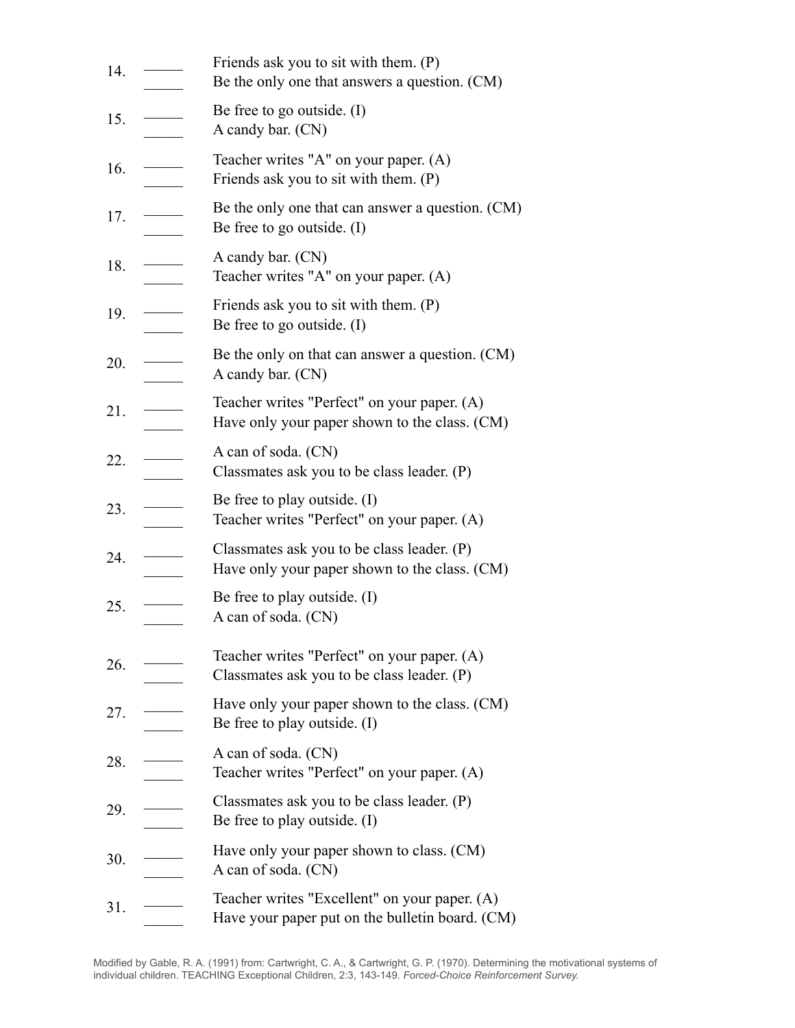14. _____ Friends ask you to sit with them. (P)
    _____ Be the only one that answers a question. (CM)

15. _____ Be free to go outside. (I)
    _____ A candy bar. (CN)

16. _____ Teacher writes "A" on your paper. (A)
    _____ Friends ask you to sit with them. (P)

17. _____ Be the only one that can answer a question. (CM)
    _____ Be free to go outside. (I)

18. _____ A candy bar. (CN)
    _____ Teacher writes "A" on your paper. (A)

19. _____ Friends ask you to sit with them. (P)
    _____ Be free to go outside. (I)

20. _____ Be the only on that can answer a question. (CM)
    _____ A candy bar. (CN)

21. _____ Teacher writes "Perfect" on your paper. (A)
    _____ Have only your paper shown to the class. (CM)

22. _____ A can of soda. (CN)
    _____ Classmates ask you to be class leader. (P)

23. _____ Be free to play outside. (I)
    _____ Teacher writes "Perfect" on your paper. (A)

24. _____ Classmates ask you to be class leader. (P)
    _____ Have only your paper shown to the class. (CM)

25. _____ Be free to play outside. (I)
    _____ A can of soda. (CN)

26. _____ Teacher writes "Perfect" on your paper. (A)
    _____ Classmates ask you to be class leader. (P)

27. _____ Have only your paper shown to the class. (CM)
    _____ Be free to play outside. (I)

28. _____ A can of soda. (CN)
    _____ Teacher writes "Perfect" on your paper. (A)

29. _____ Classmates ask you to be class leader. (P)
    _____ Be free to play outside. (I)

30. _____ Have only your paper shown to class. (CM)
    _____ A can of soda. (CN)

31. _____ Teacher writes "Excellent" on your paper. (A)
    _____ Have your paper put on the bulletin board. (CM)

Modified by Gable, R. A. (1991) from: Cartwright, C. A., & Cartwright, G. P. (1970). Determining the motivational systems of individual children. TEACHING Exceptional Children, 2:3, 143-149. *Forced-Choice Reinforcement Survey.*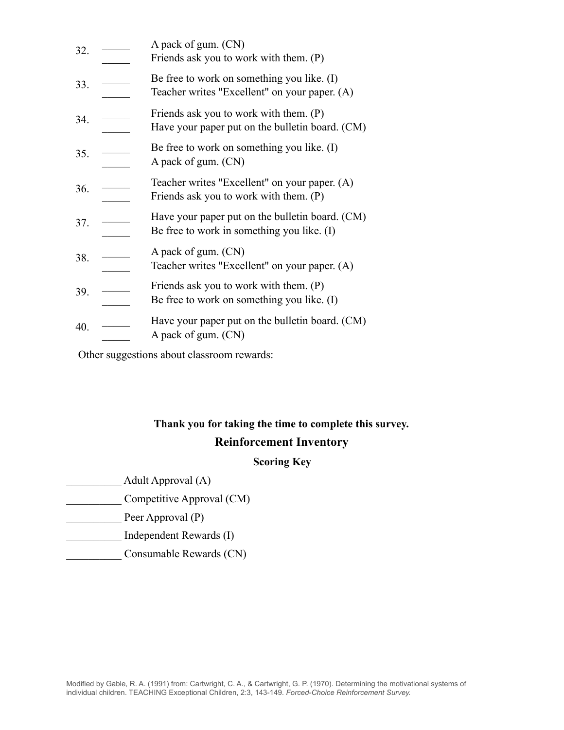32. \_\_\_\_\_ A pack of gum. (CN)
    \_\_\_\_\_ Friends ask you to work with them. (P)

33. \_\_\_\_\_ Be free to work on something you like. (I)
    \_\_\_\_\_ Teacher writes "Excellent" on your paper. (A)

34. \_\_\_\_\_ Friends ask you to work with them. (P)
    \_\_\_\_\_ Have your paper put on the bulletin board. (CM)

35. \_\_\_\_\_ Be free to work on something you like. (I)
    \_\_\_\_\_ A pack of gum. (CN)

36. \_\_\_\_\_ Teacher writes "Excellent" on your paper. (A)
    \_\_\_\_\_ Friends ask you to work with them. (P)

37. \_\_\_\_\_ Have your paper put on the bulletin board. (CM)
    \_\_\_\_\_ Be free to work in something you like. (I)

38. \_\_\_\_\_ A pack of gum. (CN)
    \_\_\_\_\_ Teacher writes "Excellent" on your paper. (A)

39. \_\_\_\_\_ Friends ask you to work with them. (P)
    \_\_\_\_\_ Be free to work on something you like. (I)

40. \_\_\_\_\_ Have your paper put on the bulletin board. (CM)
    \_\_\_\_\_ A pack of gum. (CN)

Other suggestions about classroom rewards:

**Thank you for taking the time to complete this survey.**

## Reinforcement Inventory

### Scoring Key

\_\_\_\_\_\_\_\_\_\_ Adult Approval (A)

\_\_\_\_\_\_\_\_\_\_ Competitive Approval (CM)

\_\_\_\_\_\_\_\_\_\_ Peer Approval (P)

\_\_\_\_\_\_\_\_\_\_ Independent Rewards (I)

\_\_\_\_\_\_\_\_\_\_ Consumable Rewards (CN)

Modified by Gable, R. A. (1991) from: Cartwright, C. A., & Cartwright, G. P. (1970). Determining the motivational systems of individual children. TEACHING Exceptional Children, 2:3, 143-149. *Forced-Choice Reinforcement Survey.*